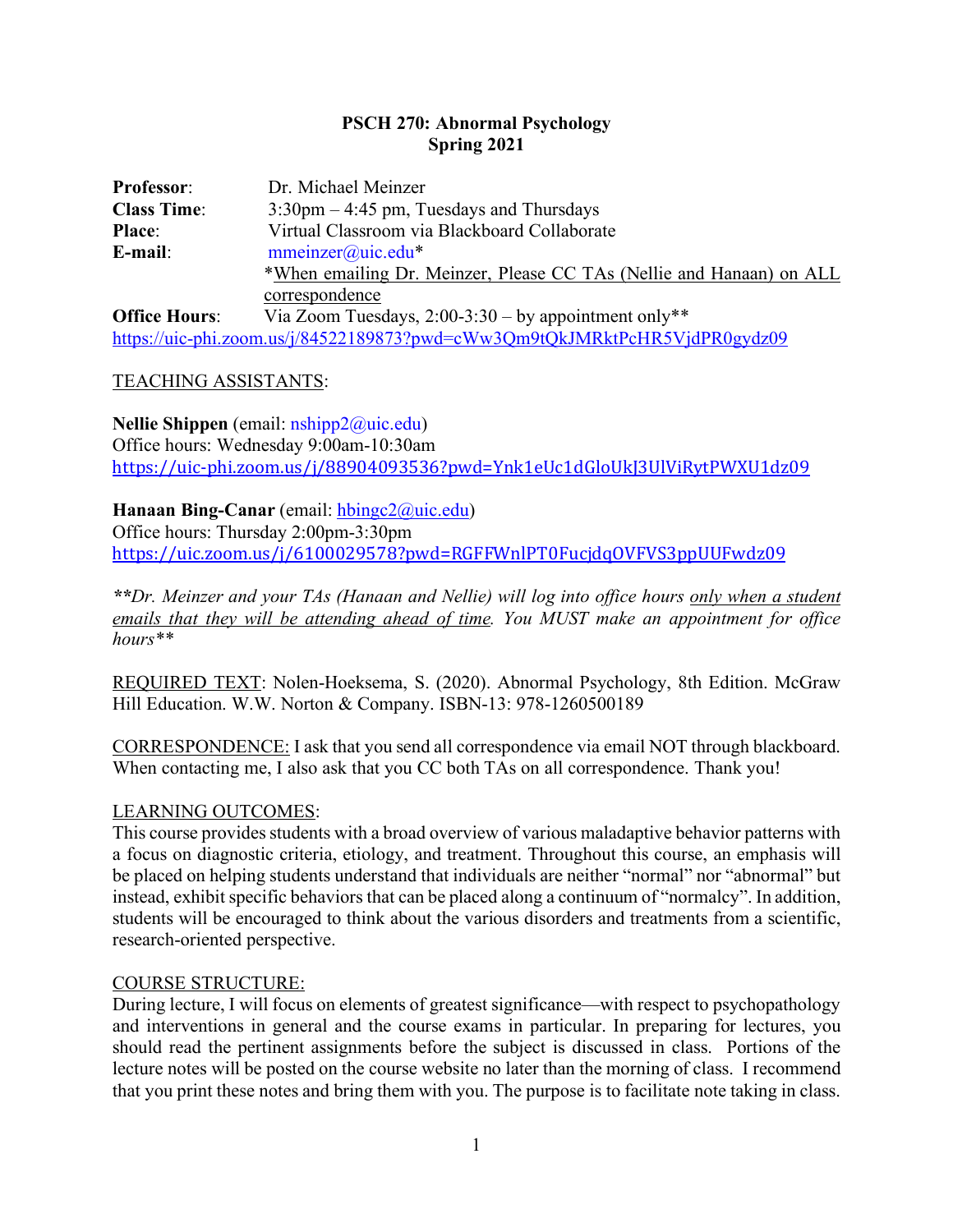# PSCH 270: Abnormal Psychology
## Spring 2021

**Professor**: Dr. Michael Meinzer
**Class Time**: 3:30pm – 4:45 pm, Tuesdays and Thursdays
**Place**: Virtual Classroom via Blackboard Collaborate
**E-mail**: mmeinzer@uic.edu*
*When emailing Dr. Meinzer, Please CC TAs (Nellie and Hanaan) on ALL correspondence
**Office Hours**: Via Zoom Tuesdays, 2:00-3:30 – by appointment only**
https://uic-phi.zoom.us/j/84522189873?pwd=cWw3Qm9tQkJMRktPcHR5VjdPR0gydz09

TEACHING ASSISTANTS:

**Nellie Shippen** (email: nshipp2@uic.edu)
Office hours: Wednesday 9:00am-10:30am
https://uic-phi.zoom.us/j/88904093536?pwd=Ynk1eUc1dGloUkJ3UlViRytPWXU1dz09

**Hanaan Bing-Canar** (email: hbingc2@uic.edu)
Office hours: Thursday 2:00pm-3:30pm
https://uic.zoom.us/j/6100029578?pwd=RGFFWnlPT0FucjdqOVFVS3ppUUFwdz09

***Dr. Meinzer and your TAs (Hanaan and Nellie) will log into office hours only when a student emails that they will be attending ahead of time. You MUST make an appointment for office hours***

REQUIRED TEXT: Nolen-Hoeksema, S. (2020). Abnormal Psychology, 8th Edition. McGraw Hill Education. W.W. Norton & Company. ISBN-13: 978-1260500189

CORRESPONDENCE: I ask that you send all correspondence via email NOT through blackboard. When contacting me, I also ask that you CC both TAs on all correspondence. Thank you!

LEARNING OUTCOMES:
This course provides students with a broad overview of various maladaptive behavior patterns with a focus on diagnostic criteria, etiology, and treatment. Throughout this course, an emphasis will be placed on helping students understand that individuals are neither "normal" nor "abnormal" but instead, exhibit specific behaviors that can be placed along a continuum of "normalcy". In addition, students will be encouraged to think about the various disorders and treatments from a scientific, research-oriented perspective.

COURSE STRUCTURE:
During lecture, I will focus on elements of greatest significance—with respect to psychopathology and interventions in general and the course exams in particular. In preparing for lectures, you should read the pertinent assignments before the subject is discussed in class. Portions of the lecture notes will be posted on the course website no later than the morning of class. I recommend that you print these notes and bring them with you. The purpose is to facilitate note taking in class.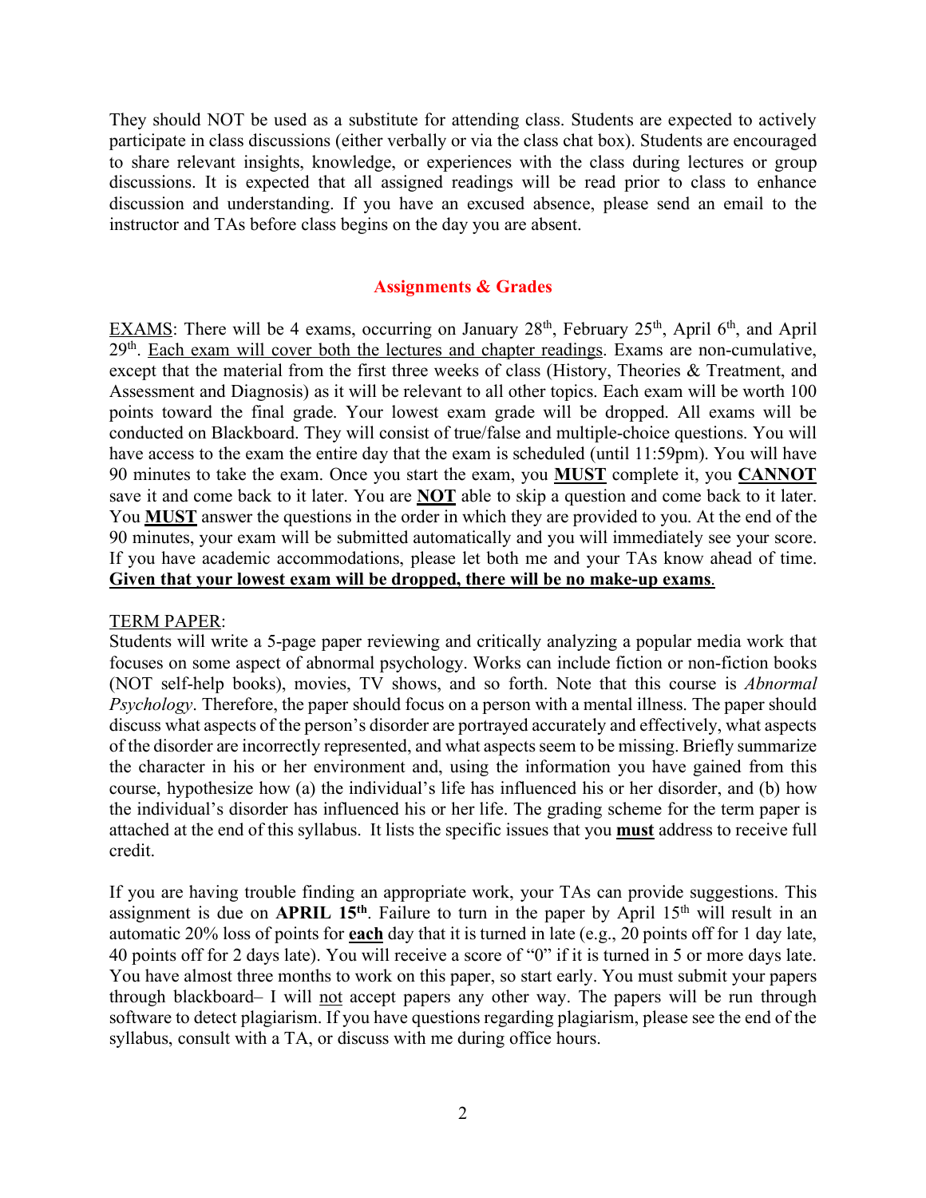They should NOT be used as a substitute for attending class. Students are expected to actively participate in class discussions (either verbally or via the class chat box). Students are encouraged to share relevant insights, knowledge, or experiences with the class during lectures or group discussions. It is expected that all assigned readings will be read prior to class to enhance discussion and understanding. If you have an excused absence, please send an email to the instructor and TAs before class begins on the day you are absent.

## Assignments & Grades

<u>EXAMS</u>: There will be 4 exams, occurring on January 28th, February 25th, April 6th, and April 29th. <u>Each exam will cover both the lectures and chapter readings</u>. Exams are non-cumulative, except that the material from the first three weeks of class (History, Theories & Treatment, and Assessment and Diagnosis) as it will be relevant to all other topics. Each exam will be worth 100 points toward the final grade. Your lowest exam grade will be dropped. All exams will be conducted on Blackboard. They will consist of true/false and multiple-choice questions. You will have access to the exam the entire day that the exam is scheduled (until 11:59pm). You will have 90 minutes to take the exam. Once you start the exam, you <u>**MUST**</u> complete it, you <u>**CANNOT**</u> save it and come back to it later. You are <u>**NOT**</u> able to skip a question and come back to it later. You <u>**MUST**</u> answer the questions in the order in which they are provided to you. At the end of the 90 minutes, your exam will be submitted automatically and you will immediately see your score. If you have academic accommodations, please let both me and your TAs know ahead of time. <u>**Given that your lowest exam will be dropped, there will be no make-up exams**</u>.

<u>TERM PAPER</u>:
Students will write a 5-page paper reviewing and critically analyzing a popular media work that focuses on some aspect of abnormal psychology. Works can include fiction or non-fiction books (NOT self-help books), movies, TV shows, and so forth. Note that this course is *Abnormal Psychology*. Therefore, the paper should focus on a person with a mental illness. The paper should discuss what aspects of the person's disorder are portrayed accurately and effectively, what aspects of the disorder are incorrectly represented, and what aspects seem to be missing. Briefly summarize the character in his or her environment and, using the information you have gained from this course, hypothesize how (a) the individual's life has influenced his or her disorder, and (b) how the individual's disorder has influenced his or her life. The grading scheme for the term paper is attached at the end of this syllabus. It lists the specific issues that you <u>**must**</u> address to receive full credit.

If you are having trouble finding an appropriate work, your TAs can provide suggestions. This assignment is due on **APRIL 15th**. Failure to turn in the paper by April 15th will result in an automatic 20% loss of points for <u>**each**</u> day that it is turned in late (e.g., 20 points off for 1 day late, 40 points off for 2 days late). You will receive a score of "0" if it is turned in 5 or more days late. You have almost three months to work on this paper, so start early. You must submit your papers through blackboard– I will <u>not</u> accept papers any other way. The papers will be run through software to detect plagiarism. If you have questions regarding plagiarism, please see the end of the syllabus, consult with a TA, or discuss with me during office hours.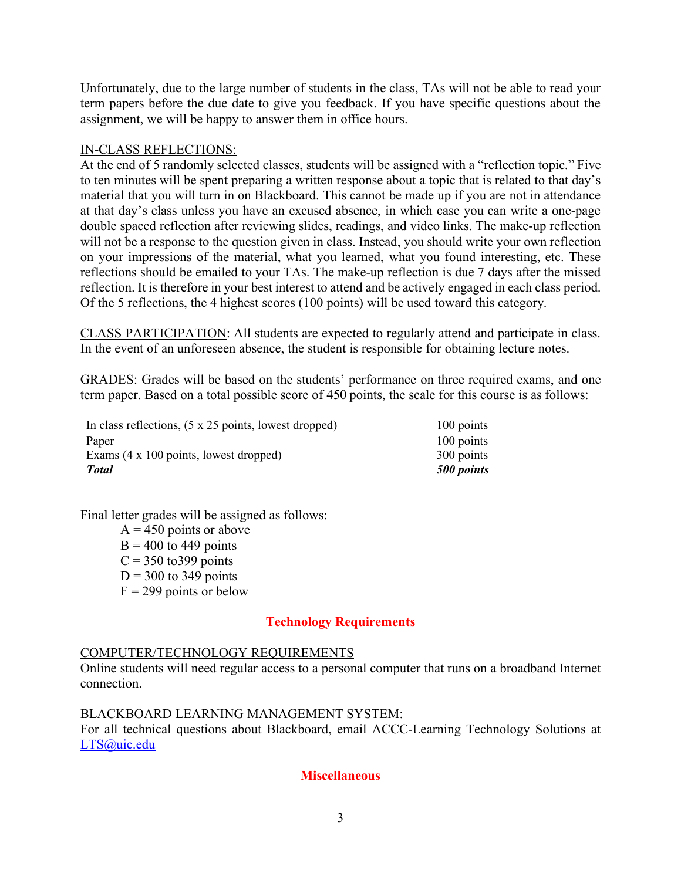Unfortunately, due to the large number of students in the class, TAs will not be able to read your term papers before the due date to give you feedback. If you have specific questions about the assignment, we will be happy to answer them in office hours.

<u>IN-CLASS REFLECTIONS:</u>
At the end of 5 randomly selected classes, students will be assigned with a "reflection topic." Five to ten minutes will be spent preparing a written response about a topic that is related to that day's material that you will turn in on Blackboard. This cannot be made up if you are not in attendance at that day's class unless you have an excused absence, in which case you can write a one-page double spaced reflection after reviewing slides, readings, and video links. The make-up reflection will not be a response to the question given in class. Instead, you should write your own reflection on your impressions of the material, what you learned, what you found interesting, etc. These reflections should be emailed to your TAs. The make-up reflection is due 7 days after the missed reflection. It is therefore in your best interest to attend and be actively engaged in each class period. Of the 5 reflections, the 4 highest scores (100 points) will be used toward this category.

<u>CLASS PARTICIPATION</u>: All students are expected to regularly attend and participate in class. In the event of an unforeseen absence, the student is responsible for obtaining lecture notes.

<u>GRADES</u>: Grades will be based on the students' performance on three required exams, and one term paper. Based on a total possible score of 450 points, the scale for this course is as follows:

| | |
|---|---|
| In class reflections, (5 x 25 points, lowest dropped) | 100 points |
| Paper | 100 points |
| Exams (4 x 100 points, lowest dropped) | 300 points |
| ***Total*** | ***500 points*** |

Final letter grades will be assigned as follows:

- A = 450 points or above
- B = 400 to 449 points
- C = 350 to399 points
- D = 300 to 349 points
- F = 299 points or below

## Technology Requirements

<u>COMPUTER/TECHNOLOGY REQUIREMENTS</u>
Online students will need regular access to a personal computer that runs on a broadband Internet connection.

<u>BLACKBOARD LEARNING MANAGEMENT SYSTEM:</u>
For all technical questions about Blackboard, email ACCC-Learning Technology Solutions at LTS@uic.edu

## Miscellaneous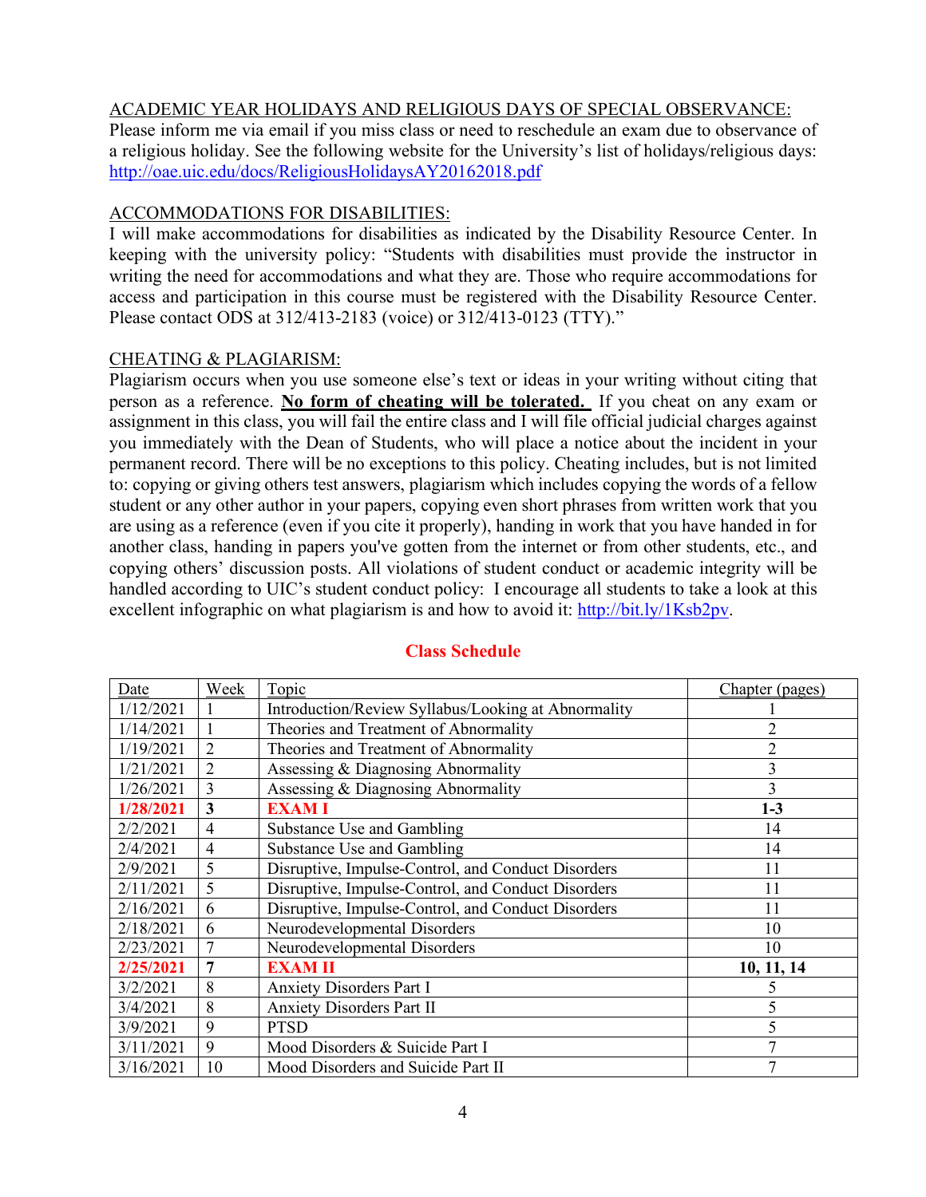ACADEMIC YEAR HOLIDAYS AND RELIGIOUS DAYS OF SPECIAL OBSERVANCE:

Please inform me via email if you miss class or need to reschedule an exam due to observance of a religious holiday. See the following website for the University's list of holidays/religious days: http://oae.uic.edu/docs/ReligiousHolidaysAY20162018.pdf

ACCOMMODATIONS FOR DISABILITIES:

I will make accommodations for disabilities as indicated by the Disability Resource Center. In keeping with the university policy: "Students with disabilities must provide the instructor in writing the need for accommodations and what they are. Those who require accommodations for access and participation in this course must be registered with the Disability Resource Center. Please contact ODS at 312/413-2183 (voice) or 312/413-0123 (TTY)."

CHEATING & PLAGIARISM:

Plagiarism occurs when you use someone else's text or ideas in your writing without citing that person as a reference. **No form of cheating will be tolerated.** If you cheat on any exam or assignment in this class, you will fail the entire class and I will file official judicial charges against you immediately with the Dean of Students, who will place a notice about the incident in your permanent record. There will be no exceptions to this policy. Cheating includes, but is not limited to: copying or giving others test answers, plagiarism which includes copying the words of a fellow student or any other author in your papers, copying even short phrases from written work that you are using as a reference (even if you cite it properly), handing in work that you have handed in for another class, handing in papers you've gotten from the internet or from other students, etc., and copying others' discussion posts. All violations of student conduct or academic integrity will be handled according to UIC's student conduct policy: I encourage all students to take a look at this excellent infographic on what plagiarism is and how to avoid it: http://bit.ly/1Ksb2pv.

## Class Schedule

| Date | Week | Topic | Chapter (pages) |
|---|---|---|---|
| 1/12/2021 | 1 | Introduction/Review Syllabus/Looking at Abnormality | 1 |
| 1/14/2021 | 1 | Theories and Treatment of Abnormality | 2 |
| 1/19/2021 | 2 | Theories and Treatment of Abnormality | 2 |
| 1/21/2021 | 2 | Assessing & Diagnosing Abnormality | 3 |
| 1/26/2021 | 3 | Assessing & Diagnosing Abnormality | 3 |
| **1/28/2021** | **3** | **EXAM I** | **1-3** |
| 2/2/2021 | 4 | Substance Use and Gambling | 14 |
| 2/4/2021 | 4 | Substance Use and Gambling | 14 |
| 2/9/2021 | 5 | Disruptive, Impulse-Control, and Conduct Disorders | 11 |
| 2/11/2021 | 5 | Disruptive, Impulse-Control, and Conduct Disorders | 11 |
| 2/16/2021 | 6 | Disruptive, Impulse-Control, and Conduct Disorders | 11 |
| 2/18/2021 | 6 | Neurodevelopmental Disorders | 10 |
| 2/23/2021 | 7 | Neurodevelopmental Disorders | 10 |
| **2/25/2021** | **7** | **EXAM II** | **10, 11, 14** |
| 3/2/2021 | 8 | Anxiety Disorders Part I | 5 |
| 3/4/2021 | 8 | Anxiety Disorders Part II | 5 |
| 3/9/2021 | 9 | PTSD | 5 |
| 3/11/2021 | 9 | Mood Disorders & Suicide Part I | 7 |
| 3/16/2021 | 10 | Mood Disorders and Suicide Part II | 7 |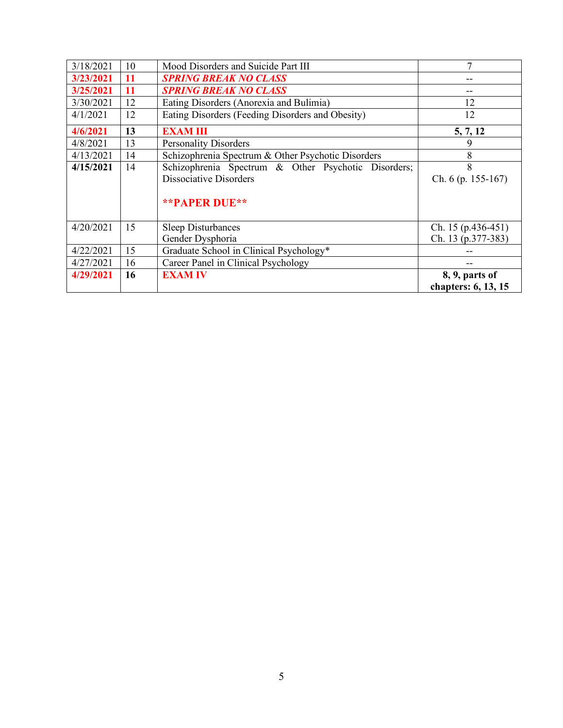| | | | |
|---|---|---|---|
| 3/18/2021 | 10 | Mood Disorders and Suicide Part III | 7 |
| **3/23/2021** | **11** | ***SPRING BREAK NO CLASS*** | -- |
| **3/25/2021** | **11** | ***SPRING BREAK NO CLASS*** | -- |
| 3/30/2021 | 12 | Eating Disorders (Anorexia and Bulimia) | 12 |
| 4/1/2021 | 12 | Eating Disorders (Feeding Disorders and Obesity) | 12 |
| **4/6/2021** | **13** | **EXAM III** | **5, 7, 12** |
| 4/8/2021 | 13 | Personality Disorders | 9 |
| 4/13/2021 | 14 | Schizophrenia Spectrum & Other Psychotic Disorders | 8 |
| **4/15/2021** | 14 | Schizophrenia Spectrum & Other Psychotic Disorders; Dissociative Disorders<br><br>**\*\*PAPER DUE\*\*** | 8<br>Ch. 6 (p. 155-167) |
| 4/20/2021 | 15 | Sleep Disturbances<br>Gender Dysphoria | Ch. 15 (p.436-451)<br>Ch. 13 (p.377-383) |
| 4/22/2021 | 15 | Graduate School in Clinical Psychology* | -- |
| 4/27/2021 | 16 | Career Panel in Clinical Psychology | -- |
| **4/29/2021** | **16** | **EXAM IV** | **8, 9, parts of chapters: 6, 13, 15** |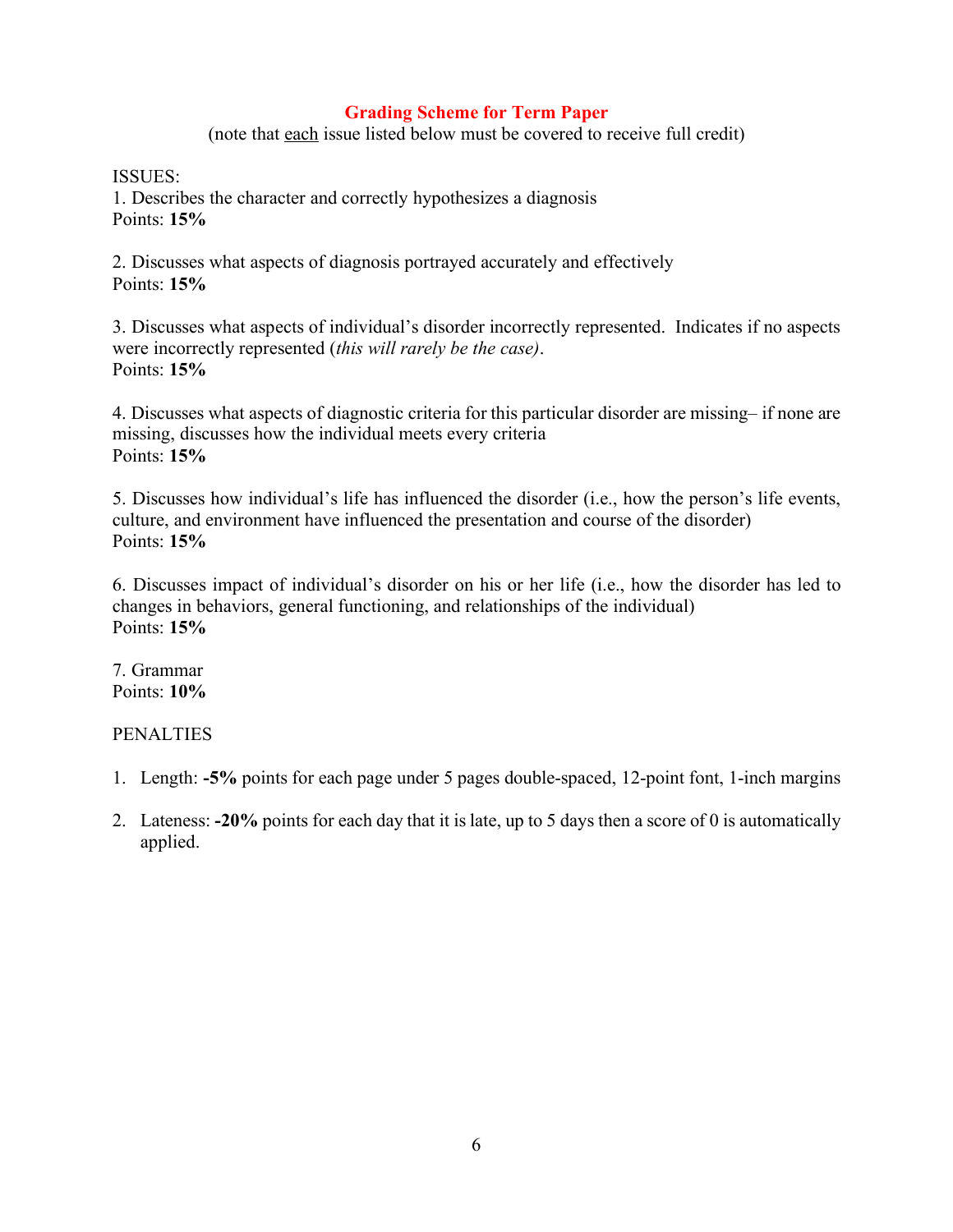## Grading Scheme for Term Paper

(note that each issue listed below must be covered to receive full credit)

ISSUES:

1. Describes the character and correctly hypothesizes a diagnosis
Points: **15%**

2. Discusses what aspects of diagnosis portrayed accurately and effectively
Points: **15%**

3. Discusses what aspects of individual's disorder incorrectly represented. Indicates if no aspects were incorrectly represented (*this will rarely be the case)*.
Points: **15%**

4. Discusses what aspects of diagnostic criteria for this particular disorder are missing– if none are missing, discusses how the individual meets every criteria
Points: **15%**

5. Discusses how individual's life has influenced the disorder (i.e., how the person's life events, culture, and environment have influenced the presentation and course of the disorder)
Points: **15%**

6. Discusses impact of individual's disorder on his or her life (i.e., how the disorder has led to changes in behaviors, general functioning, and relationships of the individual)
Points: **15%**

7. Grammar
Points: **10%**

PENALTIES

1. Length: **-5%** points for each page under 5 pages double-spaced, 12-point font, 1-inch margins
2. Lateness: **-20%** points for each day that it is late, up to 5 days then a score of 0 is automatically applied.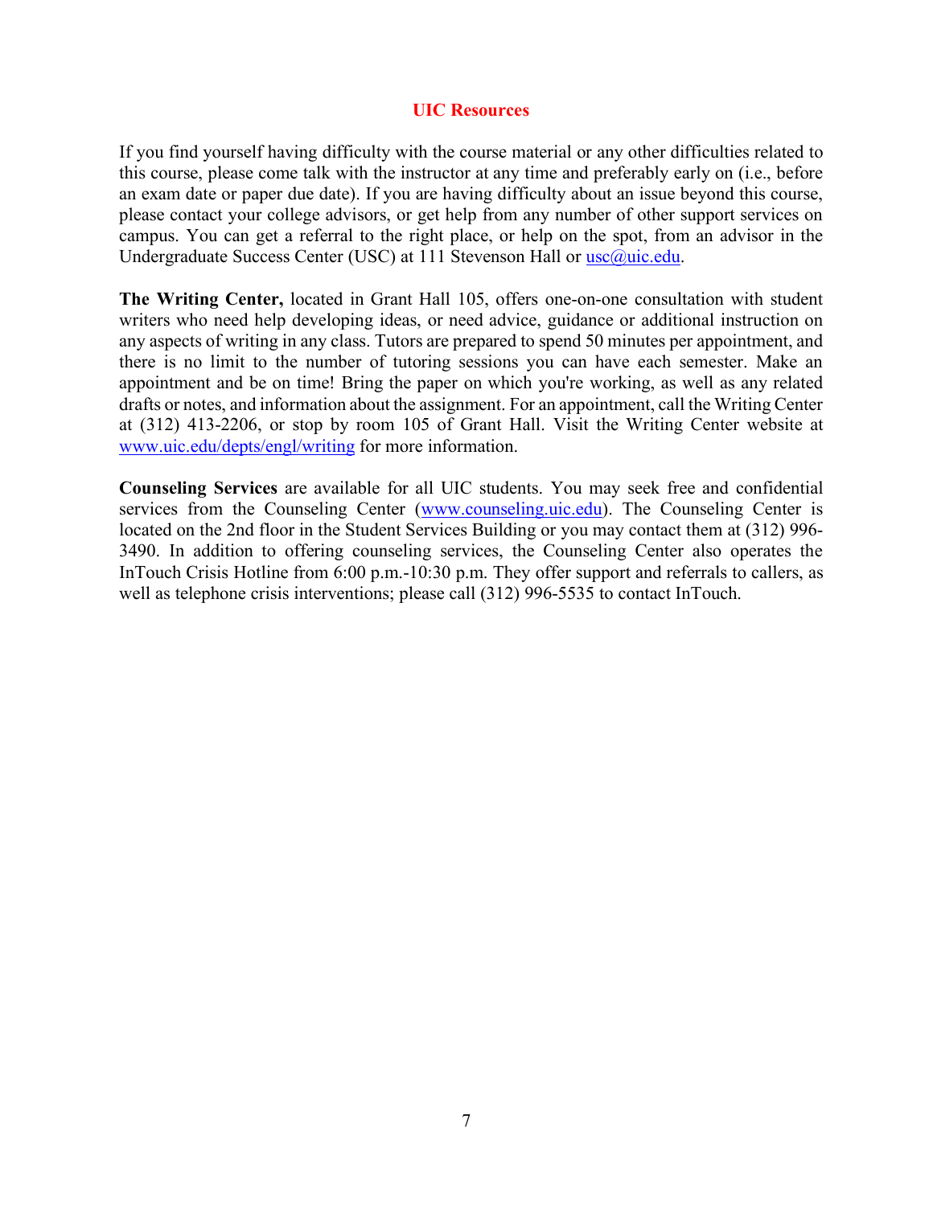## UIC Resources

If you find yourself having difficulty with the course material or any other difficulties related to this course, please come talk with the instructor at any time and preferably early on (i.e., before an exam date or paper due date). If you are having difficulty about an issue beyond this course, please contact your college advisors, or get help from any number of other support services on campus. You can get a referral to the right place, or help on the spot, from an advisor in the Undergraduate Success Center (USC) at 111 Stevenson Hall or usc@uic.edu.

**The Writing Center,** located in Grant Hall 105, offers one-on-one consultation with student writers who need help developing ideas, or need advice, guidance or additional instruction on any aspects of writing in any class. Tutors are prepared to spend 50 minutes per appointment, and there is no limit to the number of tutoring sessions you can have each semester. Make an appointment and be on time! Bring the paper on which you're working, as well as any related drafts or notes, and information about the assignment. For an appointment, call the Writing Center at (312) 413-2206, or stop by room 105 of Grant Hall. Visit the Writing Center website at www.uic.edu/depts/engl/writing for more information.

**Counseling Services** are available for all UIC students. You may seek free and confidential services from the Counseling Center (www.counseling.uic.edu). The Counseling Center is located on the 2nd floor in the Student Services Building or you may contact them at (312) 996-3490. In addition to offering counseling services, the Counseling Center also operates the InTouch Crisis Hotline from 6:00 p.m.-10:30 p.m. They offer support and referrals to callers, as well as telephone crisis interventions; please call (312) 996-5535 to contact InTouch.